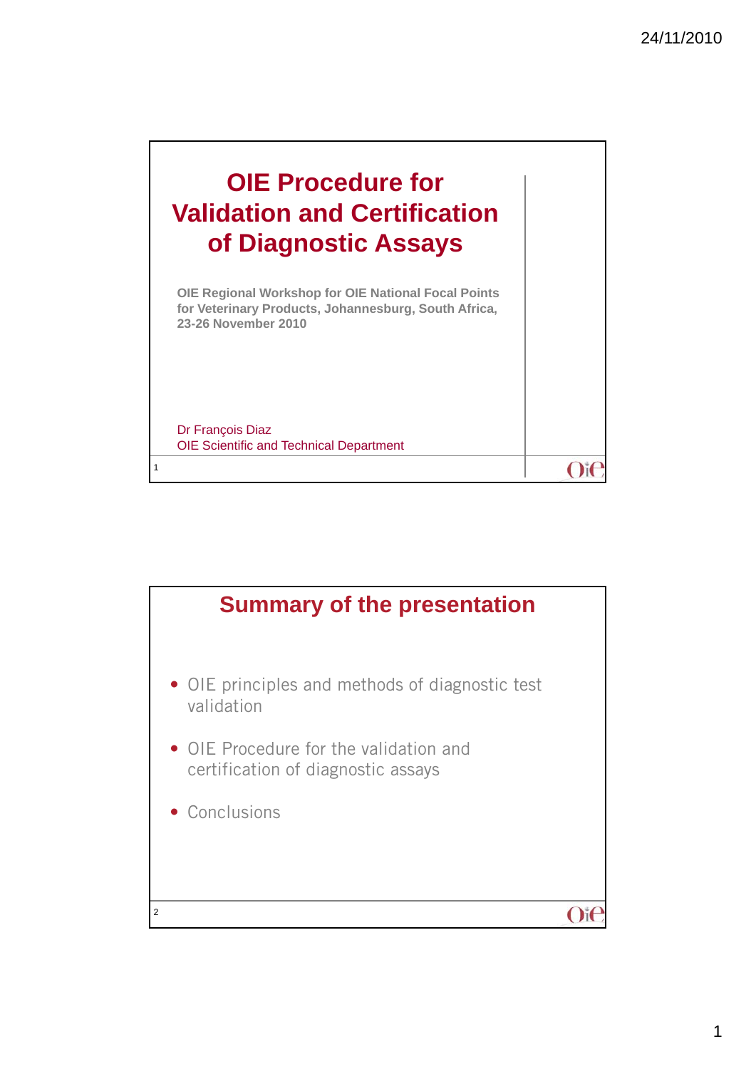# OIE Procedure for Validation and Certification of Diagnostic Assays

**OIE Regional Workshop for OIE National Focal Points for Veterinary Products, Johannesburg, South Africa, 23-26 November 2010**

Dr François Diaz
OIE Scientific and Technical Department

## Summary of the presentation

- OIE principles and methods of diagnostic test validation
- OIE Procedure for the validation and certification of diagnostic assays
- Conclusions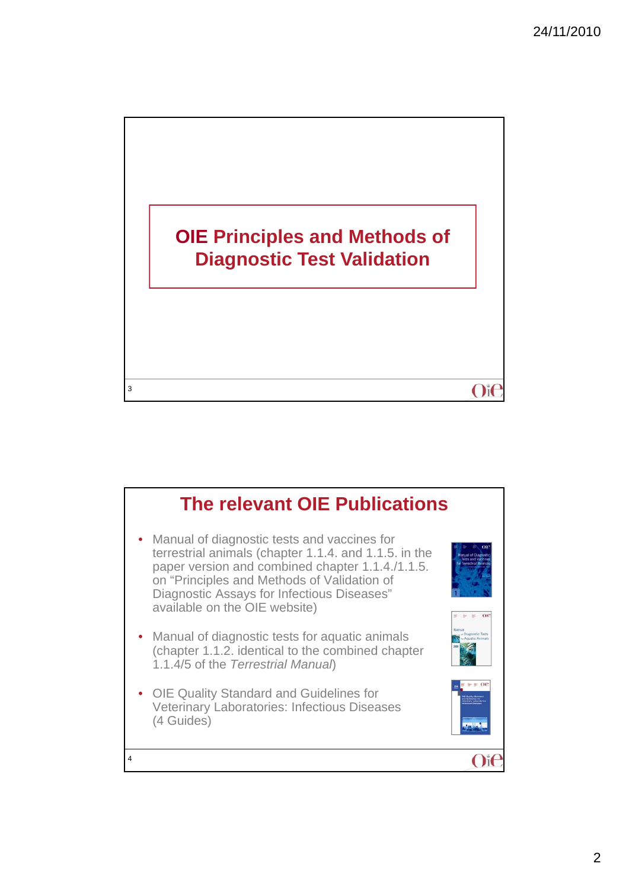# OIE Principles and Methods of Diagnostic Test Validation

## The relevant OIE Publications

- Manual of diagnostic tests and vaccines for terrestrial animals (chapter 1.1.4. and 1.1.5. in the paper version and combined chapter 1.1.4./1.1.5. on "Principles and Methods of Validation of Diagnostic Assays for Infectious Diseases" available on the OIE website)
- Manual of diagnostic tests for aquatic animals (chapter 1.1.2. identical to the combined chapter 1.1.4/5 of the *Terrestrial Manual*)
- OIE Quality Standard and Guidelines for Veterinary Laboratories: Infectious Diseases (4 Guides)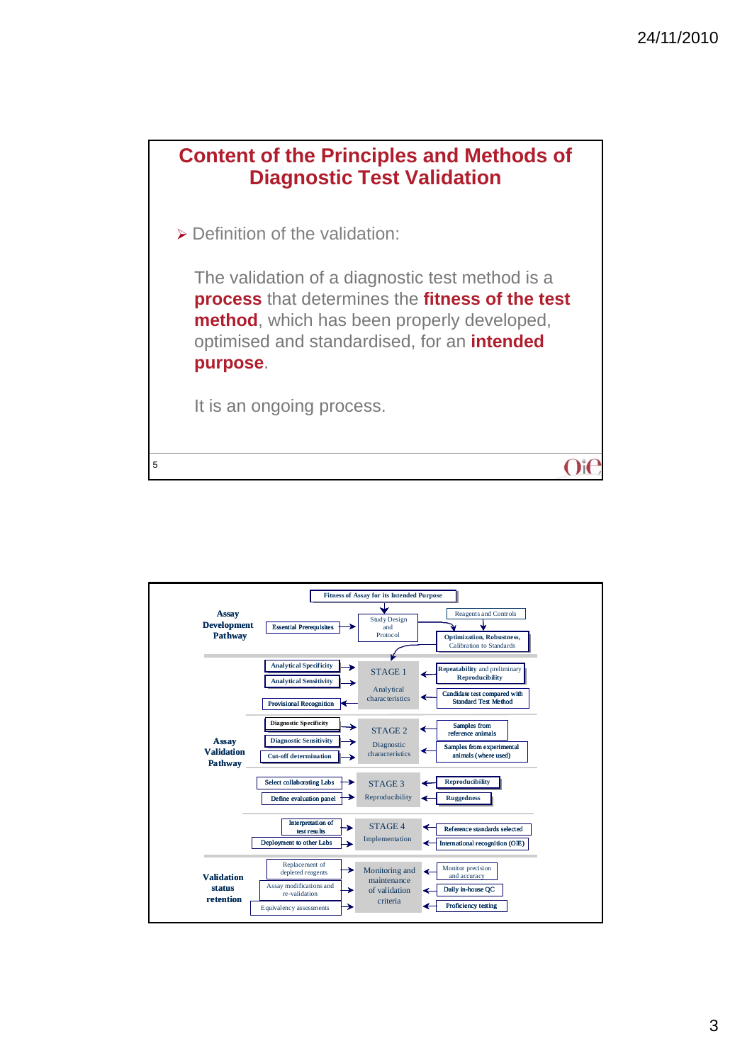## Content of the Principles and Methods of Diagnostic Test Validation

- Definition of the validation:

  The validation of a diagnostic test method is a **process** that determines the **fitness of the test method**, which has been properly developed, optimised and standardised, for an **intended purpose**.

  It is an ongoing process.

---

**Fitness of Assay for its Intended Purpose**

**Assay Development Pathway**

- Essential Prerequisites → Study Design and Protocol
- Reagents and Controls → Optimization, Robustness, Calibration to Standards

**Assay Validation Pathway**

| Inputs / Outputs | Stage | Inputs |
|---|---|---|
| Analytical Specificity; Analytical Sensitivity; Provisional Recognition | STAGE 1 – Analytical characteristics | Repeatability and preliminary Reproducibility; Candidate test compared with Standard Test Method |
| Diagnostic Specificity; Diagnostic Sensitivity; Cut-off determination | STAGE 2 – Diagnostic characteristics | Samples from reference animals; Samples from experimental animals (where used) |
| Select collaborating Labs; Define evaluation panel | STAGE 3 – Reproducibility | Reproducibility; Ruggedness |
| Interpretation of test results; Deployment to other Labs | STAGE 4 – Implementation | Reference standards selected; International recognition (OIE) |

**Validation status retention**

| Inputs | Stage | Inputs |
|---|---|---|
| Replacement of depleted reagents; Assay modifications and re-validation; Equivalency assessments | Monitoring and maintenance of validation criteria | Monitor precision and accuracy; Daily in-house QC; Proficiency testing |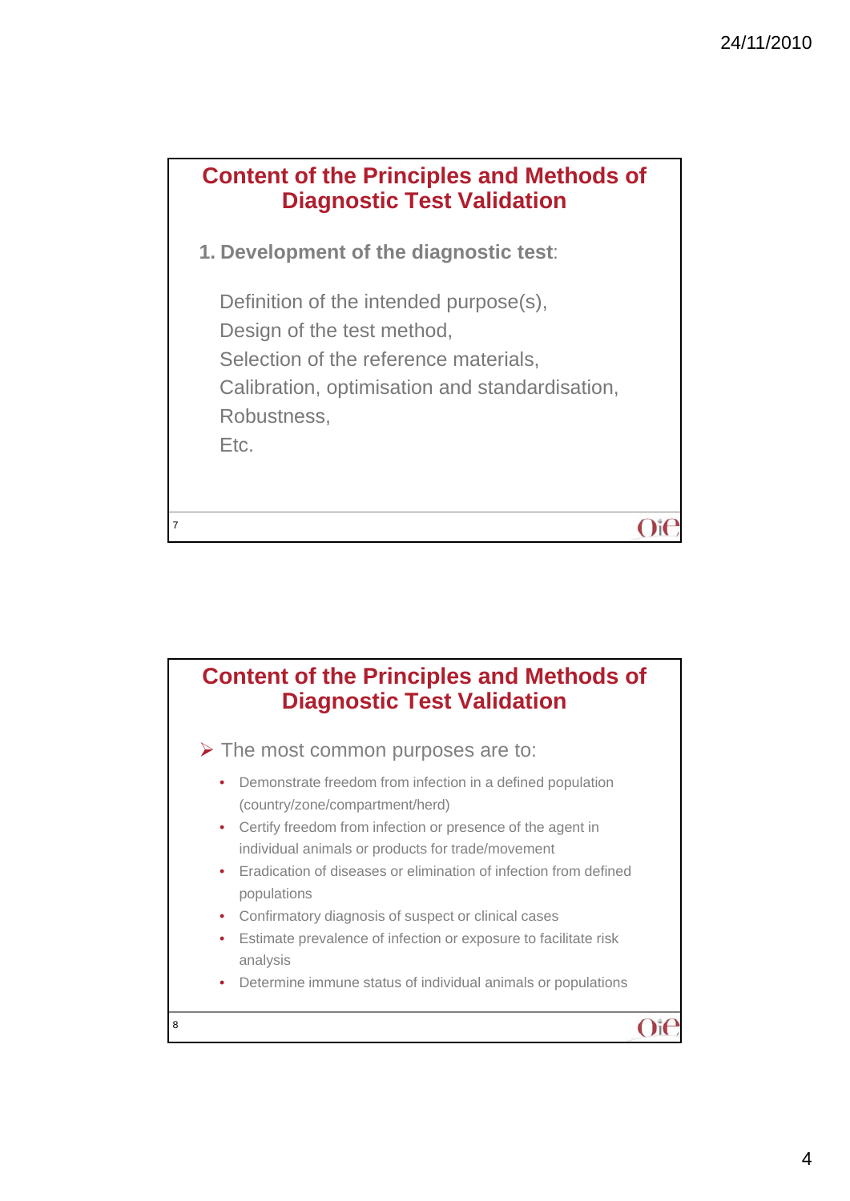## Content of the Principles and Methods of Diagnostic Test Validation

**1. Development of the diagnostic test**:

Definition of the intended purpose(s),
Design of the test method,
Selection of the reference materials,
Calibration, optimisation and standardisation,
Robustness,
Etc.

## Content of the Principles and Methods of Diagnostic Test Validation

- The most common purposes are to:
  - Demonstrate freedom from infection in a defined population (country/zone/compartment/herd)
  - Certify freedom from infection or presence of the agent in individual animals or products for trade/movement
  - Eradication of diseases or elimination of infection from defined populations
  - Confirmatory diagnosis of suspect or clinical cases
  - Estimate prevalence of infection or exposure to facilitate risk analysis
  - Determine immune status of individual animals or populations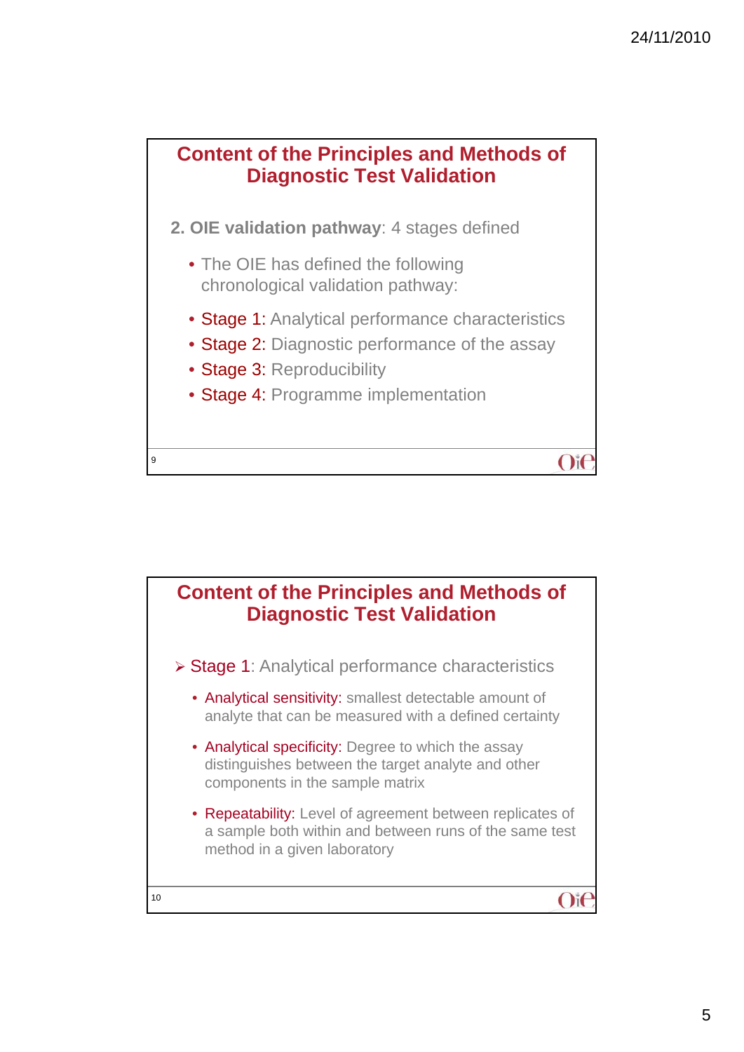## Content of the Principles and Methods of Diagnostic Test Validation

**2. OIE validation pathway**: 4 stages defined

- The OIE has defined the following chronological validation pathway:
- Stage 1: Analytical performance characteristics
- Stage 2: Diagnostic performance of the assay
- Stage 3: Reproducibility
- Stage 4: Programme implementation

## Content of the Principles and Methods of Diagnostic Test Validation

- Stage 1: Analytical performance characteristics
  - Analytical sensitivity: smallest detectable amount of analyte that can be measured with a defined certainty
  - Analytical specificity: Degree to which the assay distinguishes between the target analyte and other components in the sample matrix
  - Repeatability: Level of agreement between replicates of a sample both within and between runs of the same test method in a given laboratory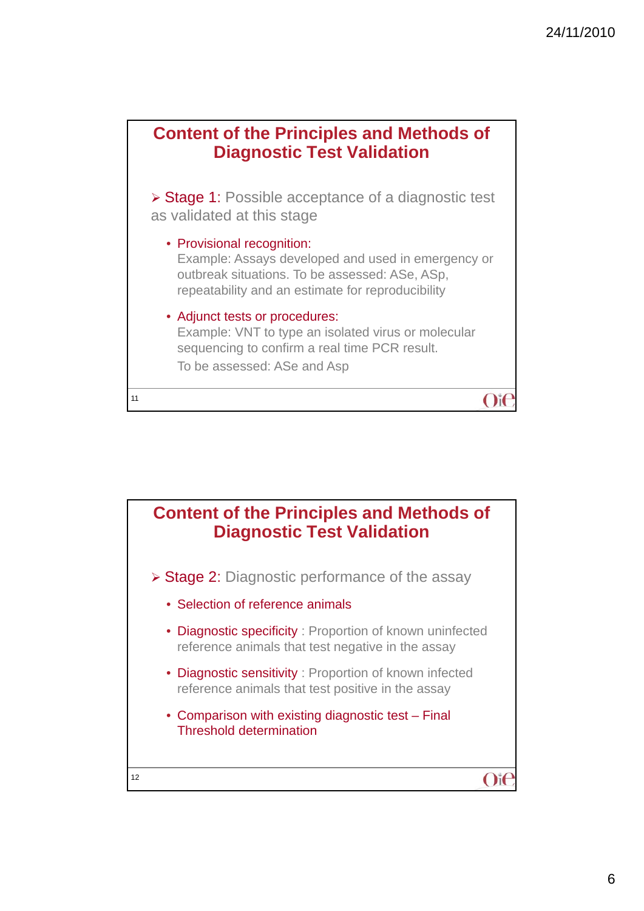## Content of the Principles and Methods of Diagnostic Test Validation

- Stage 1: Possible acceptance of a diagnostic test as validated at this stage
  - Provisional recognition:
    Example: Assays developed and used in emergency or outbreak situations. To be assessed: ASe, ASp, repeatability and an estimate for reproducibility
  - Adjunct tests or procedures:
    Example: VNT to type an isolated virus or molecular sequencing to confirm a real time PCR result.
    To be assessed: ASe and Asp

## Content of the Principles and Methods of Diagnostic Test Validation

- Stage 2: Diagnostic performance of the assay
  - Selection of reference animals
  - Diagnostic specificity : Proportion of known uninfected reference animals that test negative in the assay
  - Diagnostic sensitivity : Proportion of known infected reference animals that test positive in the assay
  - Comparison with existing diagnostic test – Final Threshold determination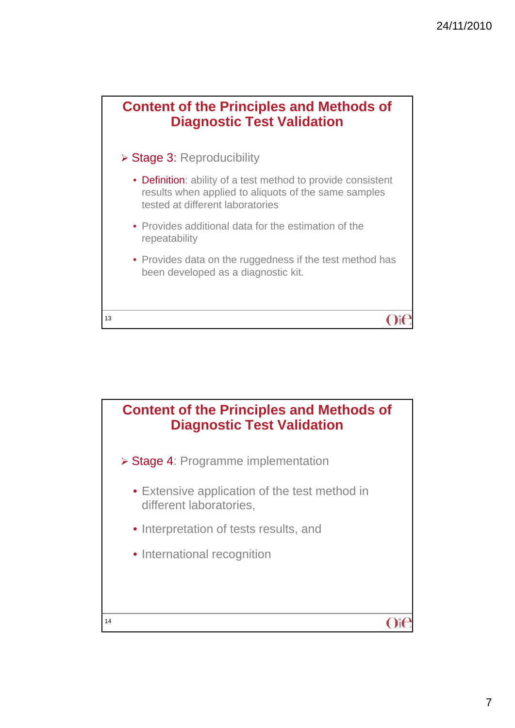## Content of the Principles and Methods of Diagnostic Test Validation

- Stage 3: Reproducibility
  - Definition: ability of a test method to provide consistent results when applied to aliquots of the same samples tested at different laboratories
  - Provides additional data for the estimation of the repeatability
  - Provides data on the ruggedness if the test method has been developed as a diagnostic kit.

## Content of the Principles and Methods of Diagnostic Test Validation

- Stage 4: Programme implementation
  - Extensive application of the test method in different laboratories,
  - Interpretation of tests results, and
  - International recognition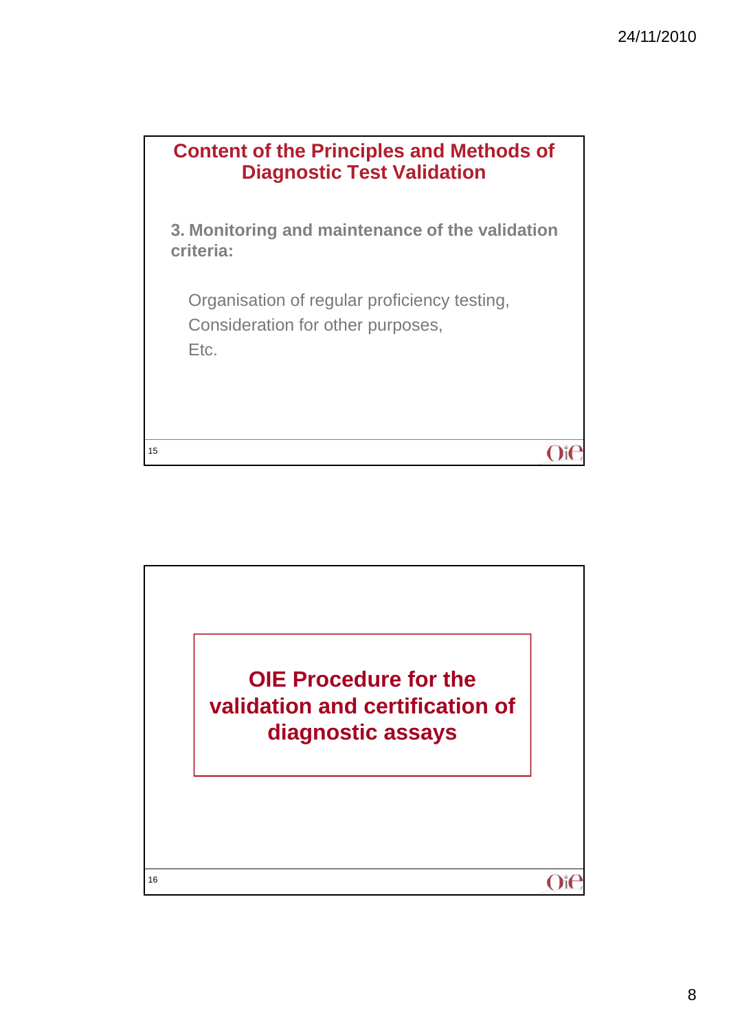## Content of the Principles and Methods of Diagnostic Test Validation

**3. Monitoring and maintenance of the validation criteria:**

Organisation of regular proficiency testing,
Consideration for other purposes,
Etc.

## OIE Procedure for the validation and certification of diagnostic assays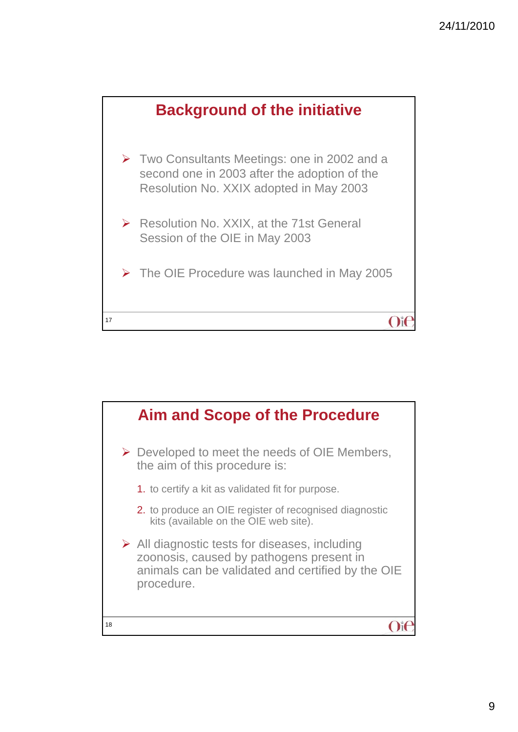## Background of the initiative

- Two Consultants Meetings: one in 2002 and a second one in 2003 after the adoption of the Resolution No. XXIX adopted in May 2003
- Resolution No. XXIX, at the 71st General Session of the OIE in May 2003
- The OIE Procedure was launched in May 2005

## Aim and Scope of the Procedure

- Developed to meet the needs of OIE Members, the aim of this procedure is:
  1. to certify a kit as validated fit for purpose.
  2. to produce an OIE register of recognised diagnostic kits (available on the OIE web site).
- All diagnostic tests for diseases, including zoonosis, caused by pathogens present in animals can be validated and certified by the OIE procedure.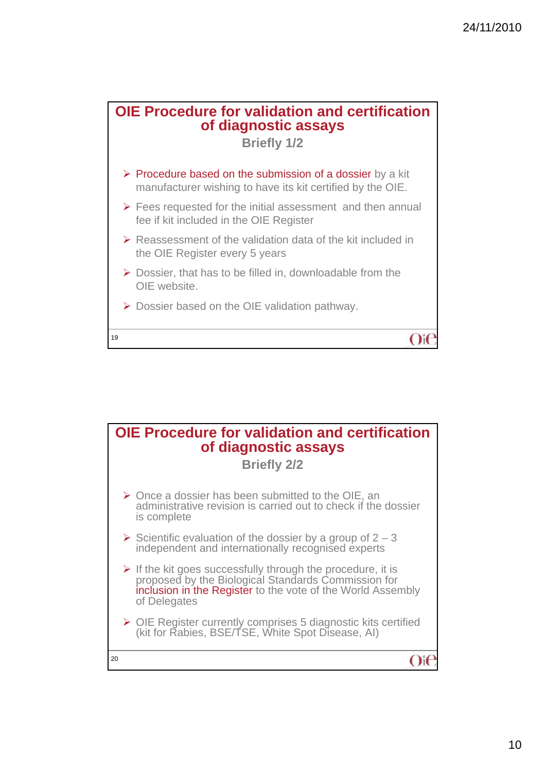## OIE Procedure for validation and certification of diagnostic assays

### Briefly 1/2

- Procedure based on the submission of a dossier by a kit manufacturer wishing to have its kit certified by the OIE.
- Fees requested for the initial assessment and then annual fee if kit included in the OIE Register
- Reassessment of the validation data of the kit included in the OIE Register every 5 years
- Dossier, that has to be filled in, downloadable from the OIE website.
- Dossier based on the OIE validation pathway.

## OIE Procedure for validation and certification of diagnostic assays

### Briefly 2/2

- Once a dossier has been submitted to the OIE, an administrative revision is carried out to check if the dossier is complete
- Scientific evaluation of the dossier by a group of 2 – 3 independent and internationally recognised experts
- If the kit goes successfully through the procedure, it is proposed by the Biological Standards Commission for inclusion in the Register to the vote of the World Assembly of Delegates
- OIE Register currently comprises 5 diagnostic kits certified (kit for Rabies, BSE/TSE, White Spot Disease, AI)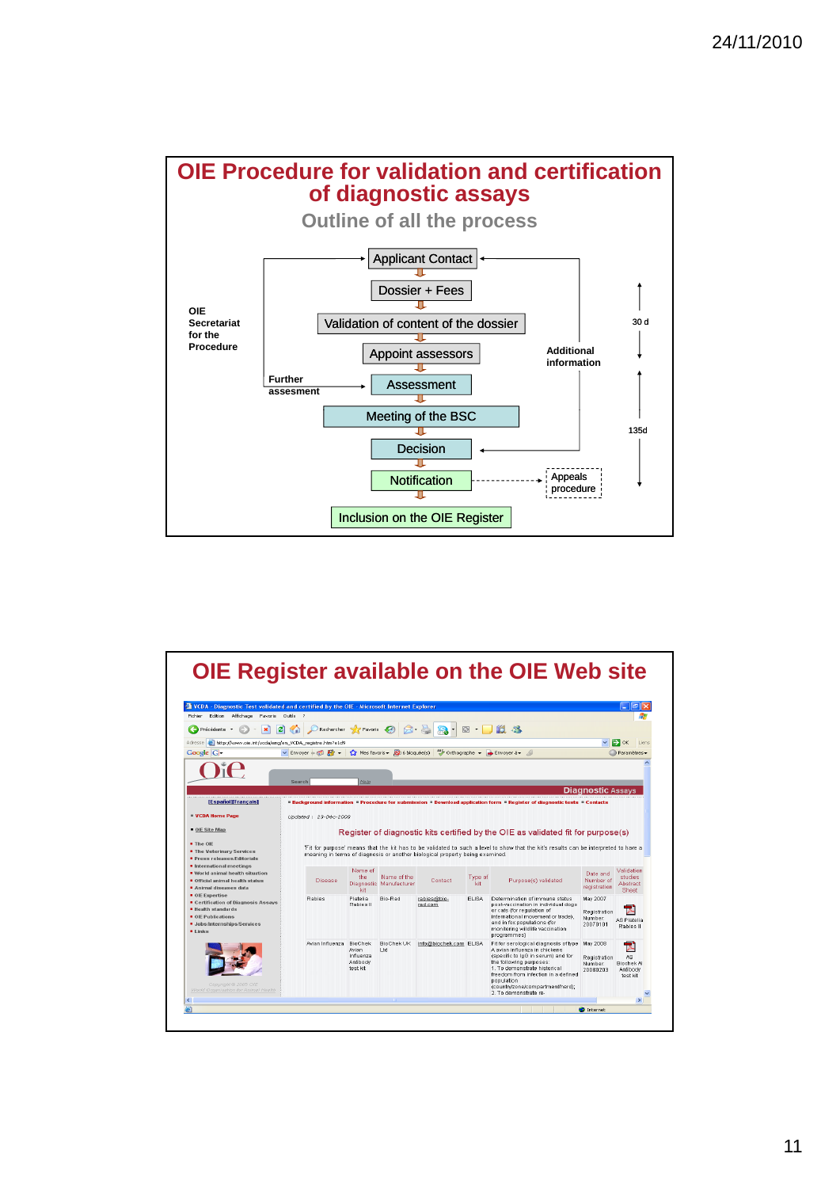# OIE Procedure for validation and certification of diagnostic assays

## Outline of all the process

OIE Secretariat for the Procedure

- Applicant Contact
- Dossier + Fees
- Validation of content of the dossier
- Appoint assessors
- Assessment
- Meeting of the BSC
- Decision
- Notification
- Inclusion on the OIE Register

Further assesment

Additional information

Appeals procedure

30 d

135d

# OIE Register available on the OIE Web site

VCDA - Diagnostic Test validated and certified by the OIE - Microsoft Internet Explorer

Diagnostic Assays

Background information • Procedure for submission • Download application form • Register of diagnostic tests • Contacts

Updated : 23-Dec-2008

Register of diagnostic kits certified by the OIE as validated fit for purpose(s)

'Fit for purpose' means that the kit has to be validated to such a level to show that the kit's results can be interpreted to have a meaning in terms of diagnosis or another biological property being examined.

| Disease | Name of the Diagnostic kit | Name of the Manufacturer | Contact | Type of kit | Purpose(s) validated | Date and Number of registration | Validation studies Abstract Sheet |
|---|---|---|---|---|---|---|---|
| Rabies | Platelia Rabies II | Bio-Rad | rabies@bio-rad.com | ELISA | Determination of immune status post-vaccination in individual dogs or cats (for regulation of international movement or trade), and in fox populations (for monitoring wildlife vaccination programmes) | May 2007 Registration Number: 20070101 | AS Platelia Rabies II |
| Avian Influenza | BioChek Avian Influenza Antibody test kit | BioChek UK Ltd | info@biochek.com | ELISA | Fit for serological diagnosis of type A avian influenza in chickens (specific to IgG in serum) and for the following purposes: 1. To demonstrate historical freedom from infection in a defined population (country/zone/compartment/herd); 2. To demonstrate re- | May 2008 Registration Number: 20080203 | AS Biochek AI Antibody test kit |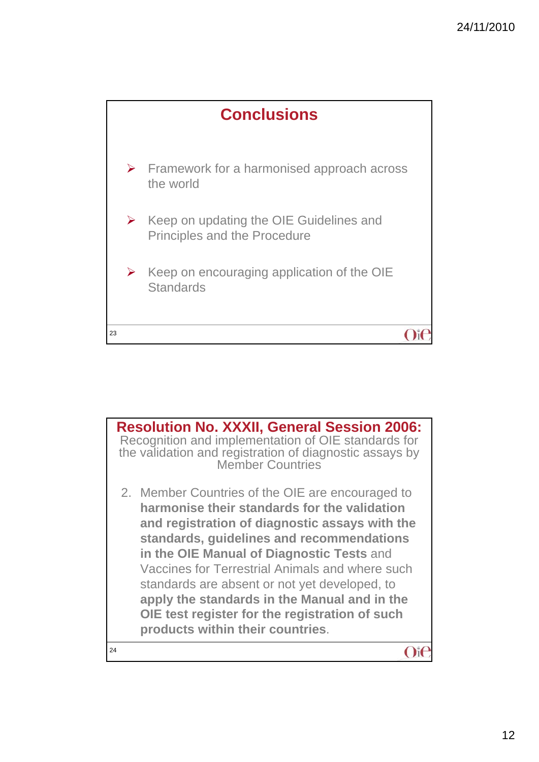## Conclusions

- Framework for a harmonised approach across the world
- Keep on updating the OIE Guidelines and Principles and the Procedure
- Keep on encouraging application of the OIE Standards

## Resolution No. XXXII, General Session 2006:

Recognition and implementation of OIE standards for the validation and registration of diagnostic assays by Member Countries

2. Member Countries of the OIE are encouraged to **harmonise their standards for the validation and registration of diagnostic assays with the standards, guidelines and recommendations in the OIE Manual of Diagnostic Tests** and Vaccines for Terrestrial Animals and where such standards are absent or not yet developed, to **apply the standards in the Manual and in the OIE test register for the registration of such products within their countries**.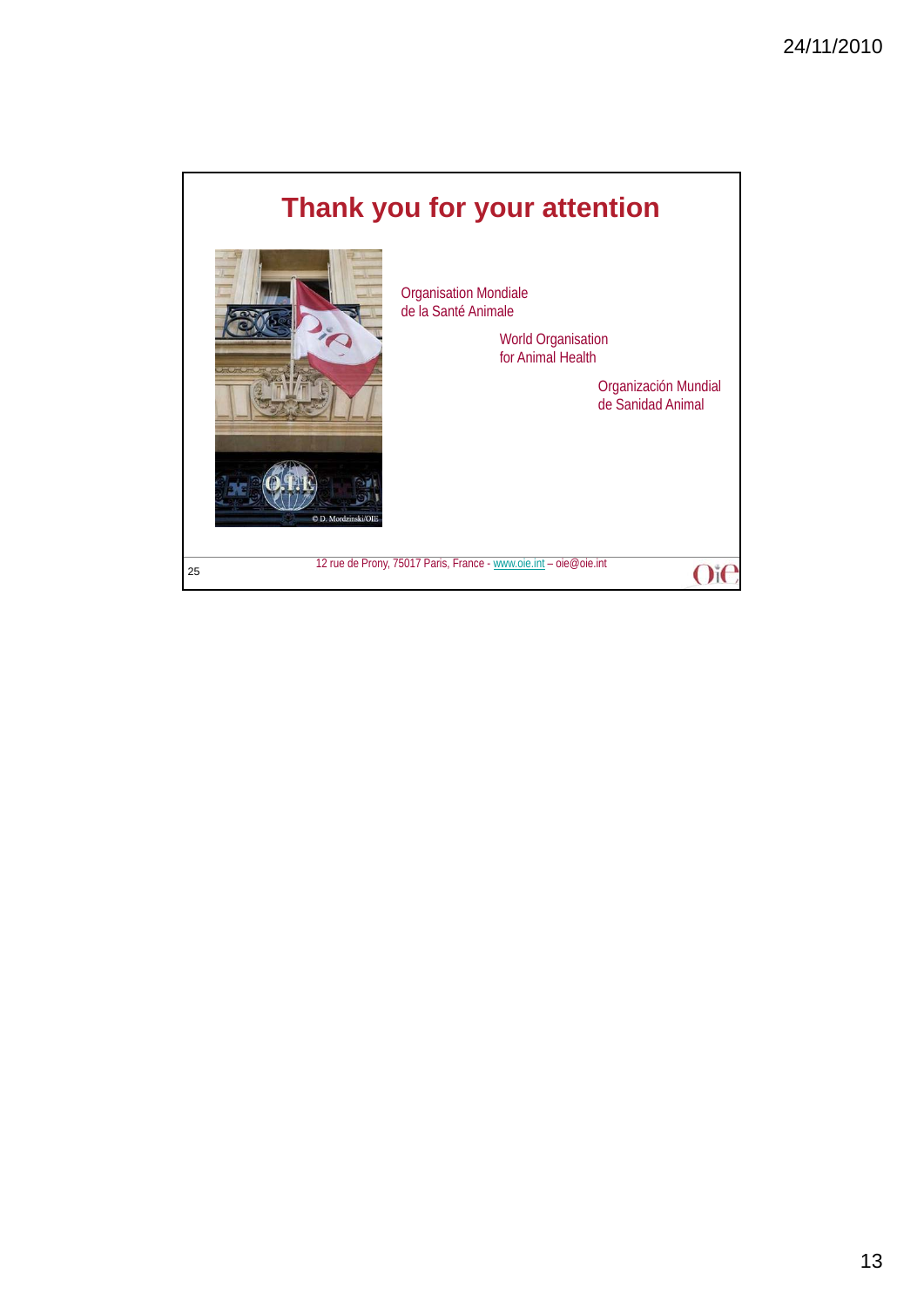# Thank you for your attention

Organisation Mondiale
de la Santé Animale

World Organisation
for Animal Health

Organización Mundial
de Sanidad Animal

© D. Mordzinski/OIE

12 rue de Prony, 75017 Paris, France - www.oie.int – oie@oie.int